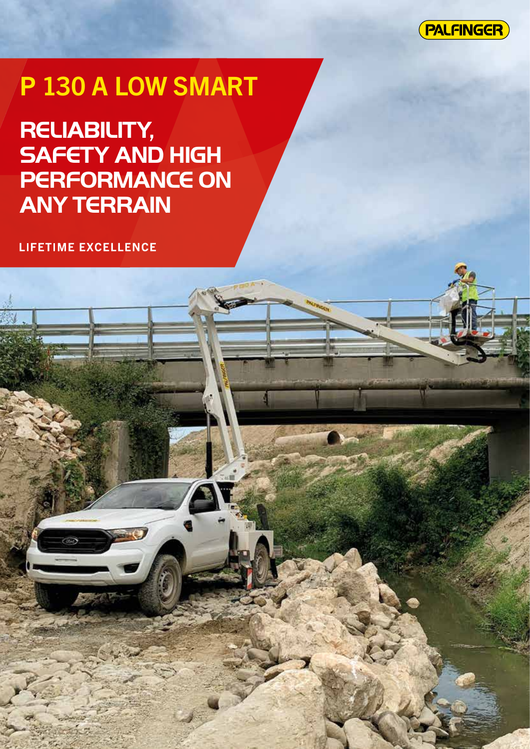# P 130 A LOW SMART

## RELIABILITY, SAFETY AND HIGH PERFORMANCE ON ANY TERRAIN

LIFETIME EXCELLENCE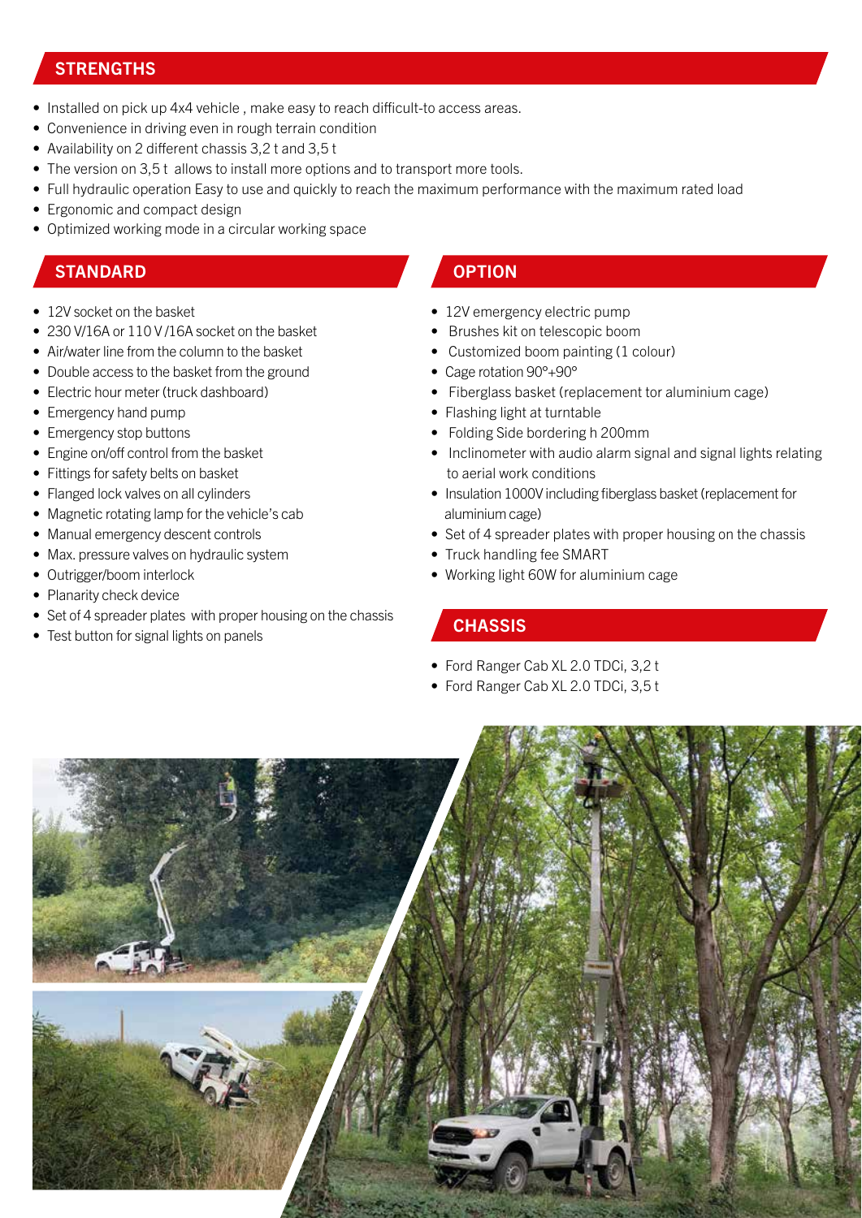## STRENGTHS

- Installed on pick up 4x4 vehicle , make easy to reach difficult-to access areas.
- Convenience in driving even in rough terrain condition
- Availability on 2 different chassis 3,2 t and 3,5 t
- The version on 3,5 t allows to install more options and to transport more tools.
- Full hydraulic operation Easy to use and quickly to reach the maximum performance with the maximum rated load
- Ergonomic and compact design
- Optimized working mode in a circular working space

## STANDARD

- 12V socket on the basket
- 230 V/16A or 110 V /16A socket on the basket
- Air/water line from the column to the basket
- Double access to the basket from the ground
- Electric hour meter (truck dashboard)
- Emergency hand pump
- Emergency stop buttons
- Engine on/off control from the basket
- Fittings for safety belts on basket
- Flanged lock valves on all cylinders
- Magnetic rotating lamp for the vehicle's cab
- Manual emergency descent controls
- Max. pressure valves on hydraulic system
- Outrigger/boom interlock
- Planarity check device
- Set of 4 spreader plates with proper housing on the chassis
- Test button for signal lights on panels

## OPTION

- 12V emergency electric pump
- Brushes kit on telescopic boom
- Customized boom painting (1 colour)
- Cage rotation 90°+90°
- Fiberglass basket (replacement tor aluminium cage)
- Flashing light at turntable
- Folding Side bordering h 200mm
- Inclinometer with audio alarm signal and signal lights relating to aerial work conditions
- Insulation 1000V including fiberglass basket (replacement for aluminium cage)
- Set of 4 spreader plates with proper housing on the chassis
- Truck handling fee SMART
- Working light 60W for aluminium cage

## CHASSIS

- Ford Ranger Cab XL 2.0 TDCi, 3,2 t
- Ford Ranger Cab XL 2.0 TDCi, 3,5 t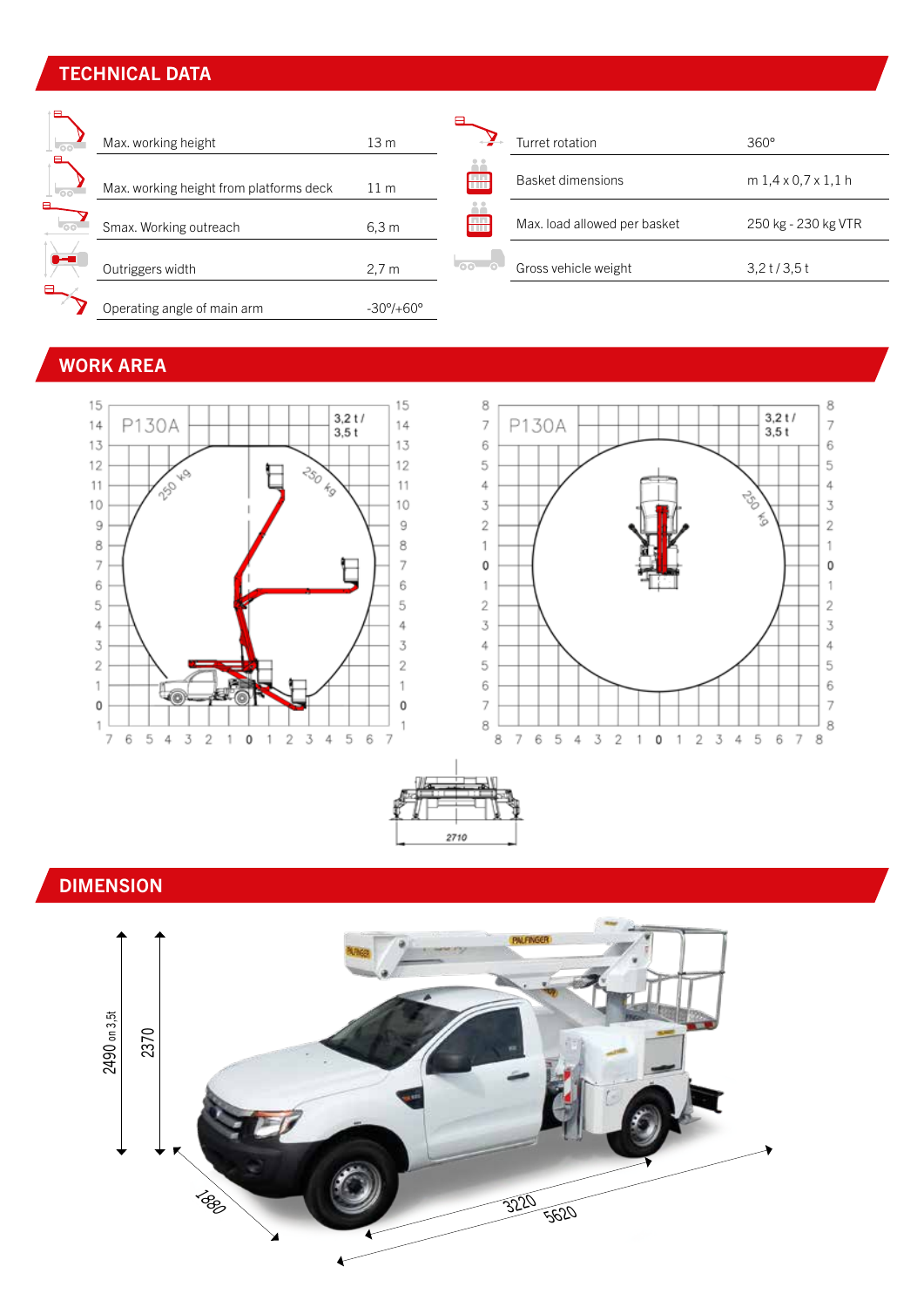## TECHNICAL DATA

| | |
|---|---|
| Max. working height | 13 m |
| Max. working height from platforms deck | 11 m |
| Smax. Working outreach | 6,3 m |
| Outriggers width | 2,7 m |
| Operating angle of main arm | -30°/+60° |
| Turret rotation | 360° |
| Basket dimensions | m 1,4 x 0,7 x 1,1 h |
| Max. load allowed per basket | 250 kg - 230 kg VTR |
| Gross vehicle weight | 3,2 t / 3,5 t |

## WORK AREA

P130A — 3,2 t / 3,5 t — 250 kg

P130A — 3,2 t / 3,5 t — 250 kg

2710

## DIMENSION

2490 on 3,5t

2370

1880

3220

5620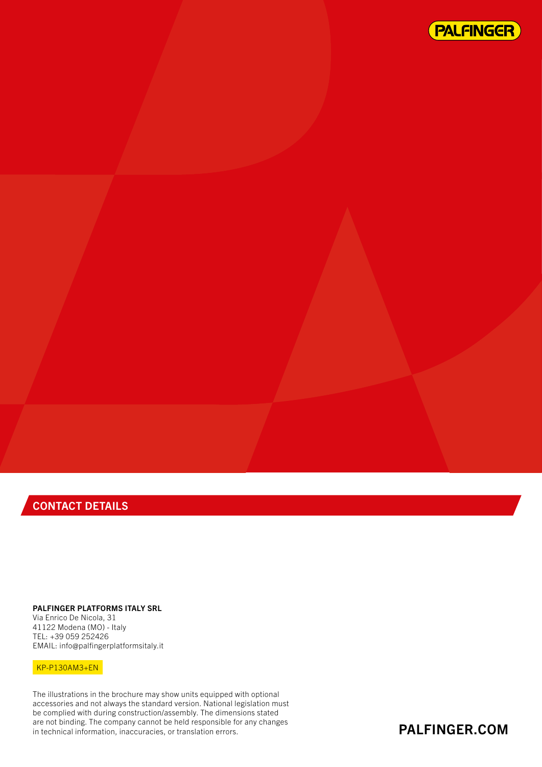PALFINGER

## CONTACT DETAILS

**PALFINGER PLATFORMS ITALY SRL**
Via Enrico De Nicola, 31
41122 Modena (MO) - Italy
TEL: +39 059 252426
EMAIL: info@palfingerplatformsitaly.it

KP-P130AM3+EN

The illustrations in the brochure may show units equipped with optional accessories and not always the standard version. National legislation must be complied with during construction/assembly. The dimensions stated are not binding. The company cannot be held responsible for any changes in technical information, inaccuracies, or translation errors.

**PALFINGER.COM**